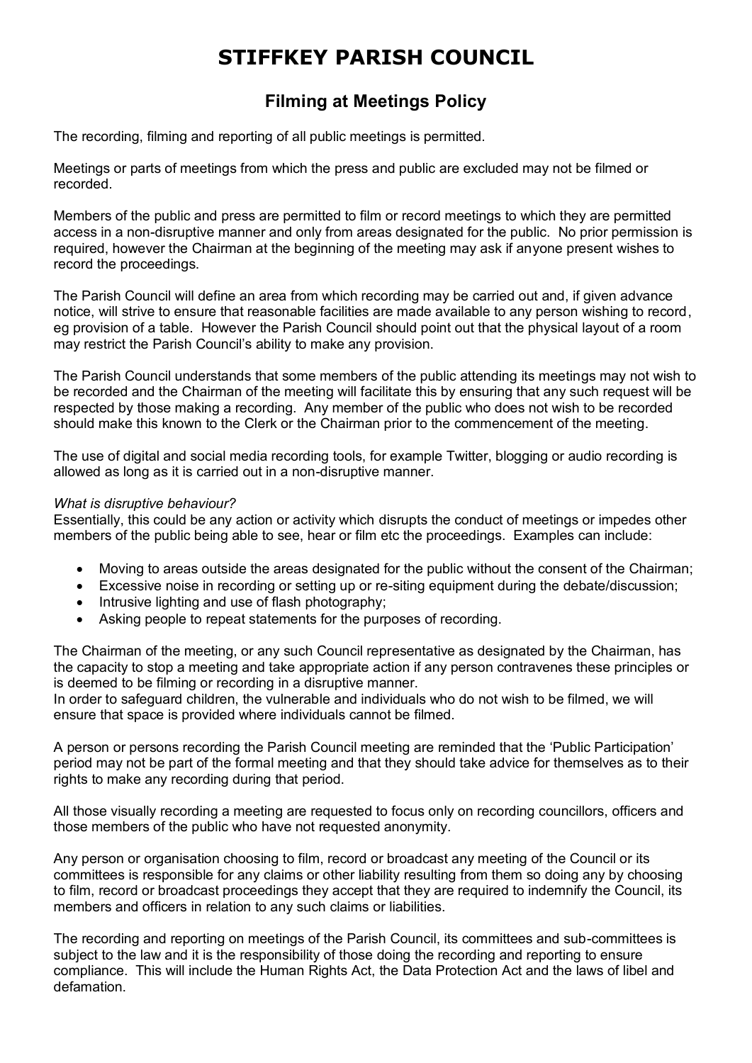# STIFFKEY PARISH COUNCIL

## Filming at Meetings Policy

The recording, filming and reporting of all public meetings is permitted.

Meetings or parts of meetings from which the press and public are excluded may not be filmed or recorded.

Members of the public and press are permitted to film or record meetings to which they are permitted access in a non-disruptive manner and only from areas designated for the public. No prior permission is required, however the Chairman at the beginning of the meeting may ask if anyone present wishes to record the proceedings.

The Parish Council will define an area from which recording may be carried out and, if given advance notice, will strive to ensure that reasonable facilities are made available to any person wishing to record, eg provision of a table. However the Parish Council should point out that the physical layout of a room may restrict the Parish Council's ability to make any provision.

The Parish Council understands that some members of the public attending its meetings may not wish to be recorded and the Chairman of the meeting will facilitate this by ensuring that any such request will be respected by those making a recording. Any member of the public who does not wish to be recorded should make this known to the Clerk or the Chairman prior to the commencement of the meeting.

The use of digital and social media recording tools, for example Twitter, blogging or audio recording is allowed as long as it is carried out in a non-disruptive manner.

*What is disruptive behaviour?*
Essentially, this could be any action or activity which disrupts the conduct of meetings or impedes other members of the public being able to see, hear or film etc the proceedings. Examples can include:

- Moving to areas outside the areas designated for the public without the consent of the Chairman;
- Excessive noise in recording or setting up or re-siting equipment during the debate/discussion;
- Intrusive lighting and use of flash photography;
- Asking people to repeat statements for the purposes of recording.

The Chairman of the meeting, or any such Council representative as designated by the Chairman, has the capacity to stop a meeting and take appropriate action if any person contravenes these principles or is deemed to be filming or recording in a disruptive manner.
In order to safeguard children, the vulnerable and individuals who do not wish to be filmed, we will ensure that space is provided where individuals cannot be filmed.

A person or persons recording the Parish Council meeting are reminded that the 'Public Participation' period may not be part of the formal meeting and that they should take advice for themselves as to their rights to make any recording during that period.

All those visually recording a meeting are requested to focus only on recording councillors, officers and those members of the public who have not requested anonymity.

Any person or organisation choosing to film, record or broadcast any meeting of the Council or its committees is responsible for any claims or other liability resulting from them so doing any by choosing to film, record or broadcast proceedings they accept that they are required to indemnify the Council, its members and officers in relation to any such claims or liabilities.

The recording and reporting on meetings of the Parish Council, its committees and sub-committees is subject to the law and it is the responsibility of those doing the recording and reporting to ensure compliance. This will include the Human Rights Act, the Data Protection Act and the laws of libel and defamation.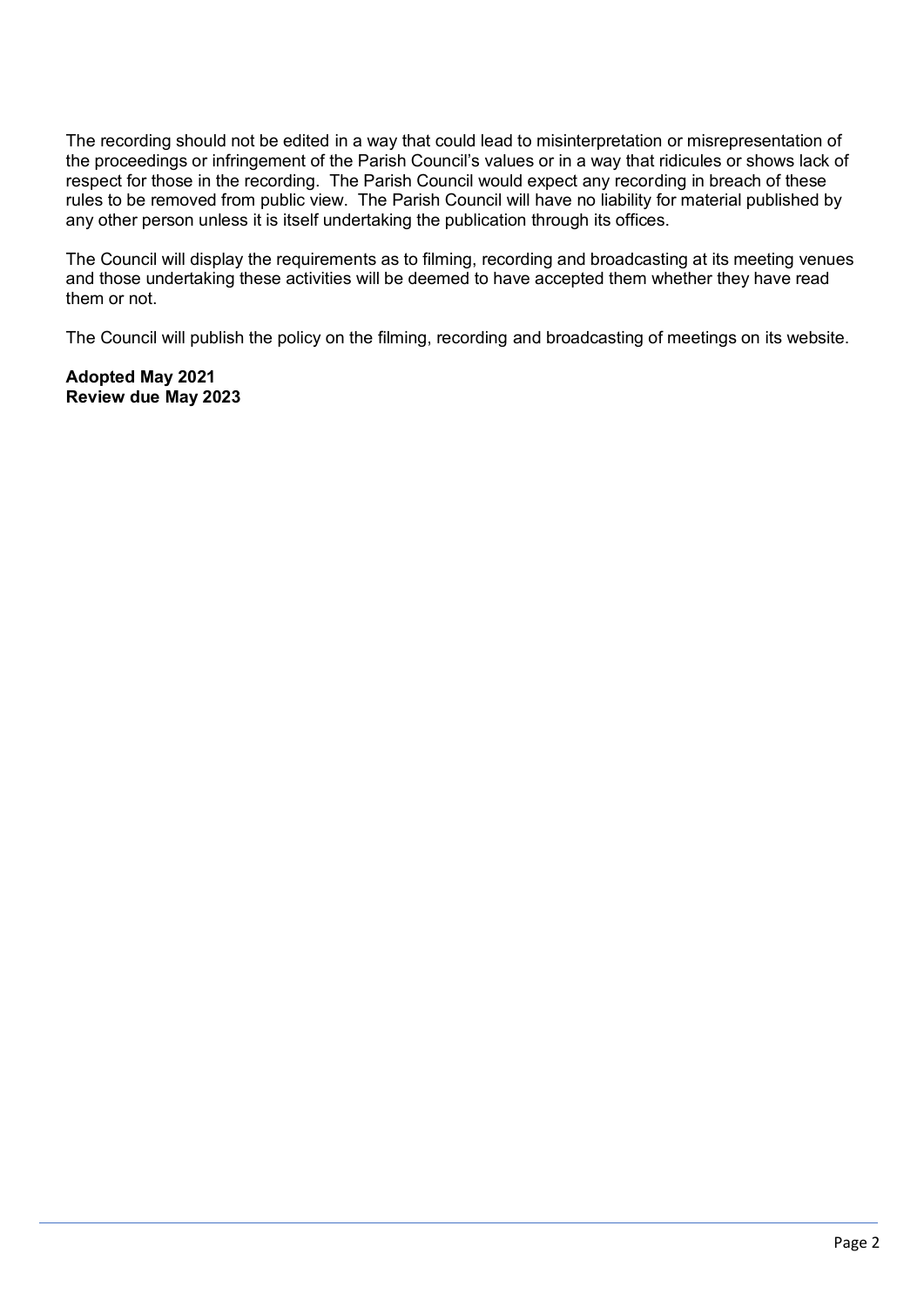The recording should not be edited in a way that could lead to misinterpretation or misrepresentation of the proceedings or infringement of the Parish Council's values or in a way that ridicules or shows lack of respect for those in the recording. The Parish Council would expect any recording in breach of these rules to be removed from public view. The Parish Council will have no liability for material published by any other person unless it is itself undertaking the publication through its offices.

The Council will display the requirements as to filming, recording and broadcasting at its meeting venues and those undertaking these activities will be deemed to have accepted them whether they have read them or not.

The Council will publish the policy on the filming, recording and broadcasting of meetings on its website.

**Adopted May 2021**
**Review due May 2023**